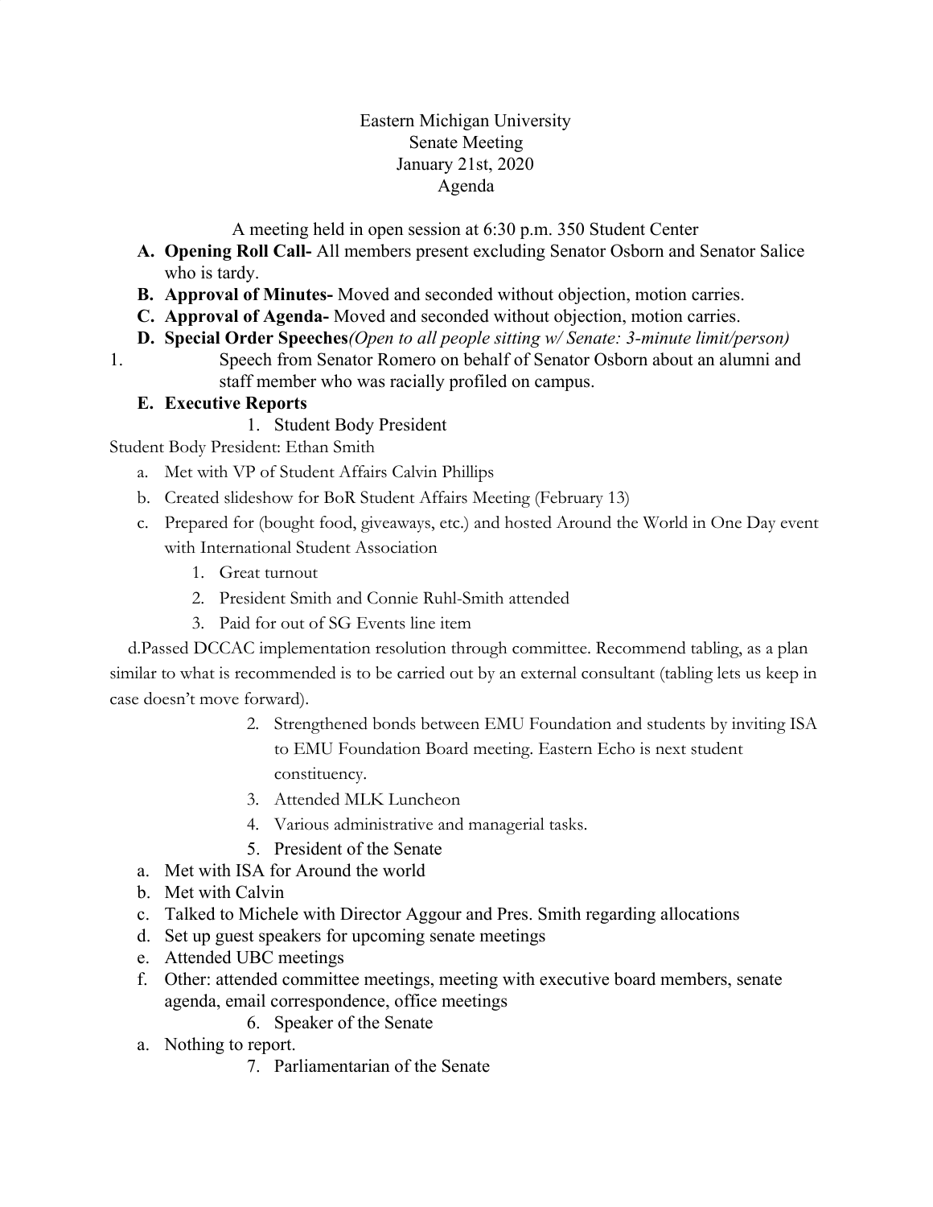Eastern Michigan University
Senate Meeting
January 21st, 2020
Agenda

A meeting held in open session at 6:30 p.m. 350 Student Center

- **A. Opening Roll Call-** All members present excluding Senator Osborn and Senator Salice who is tardy.
- **B. Approval of Minutes-** Moved and seconded without objection, motion carries.
- **C. Approval of Agenda-** Moved and seconded without objection, motion carries.
- **D. Special Order Speeches***(Open to all people sitting w/ Senate: 3-minute limit/person)*

1. Speech from Senator Romero on behalf of Senator Osborn about an alumni and staff member who was racially profiled on campus.

- **E. Executive Reports**

1. Student Body President

Student Body President: Ethan Smith

- a. Met with VP of Student Affairs Calvin Phillips
- b. Created slideshow for BoR Student Affairs Meeting (February 13)
- c. Prepared for (bought food, giveaways, etc.) and hosted Around the World in One Day event with International Student Association
  1. Great turnout
  2. President Smith and Connie Ruhl-Smith attended
  3. Paid for out of SG Events line item

d.Passed DCCAC implementation resolution through committee. Recommend tabling, as a plan similar to what is recommended is to be carried out by an external consultant (tabling lets us keep in case doesn't move forward).

2. Strengthened bonds between EMU Foundation and students by inviting ISA to EMU Foundation Board meeting. Eastern Echo is next student constituency.
3. Attended MLK Luncheon
4. Various administrative and managerial tasks.
5. President of the Senate

- a. Met with ISA for Around the world
- b. Met with Calvin
- c. Talked to Michele with Director Aggour and Pres. Smith regarding allocations
- d. Set up guest speakers for upcoming senate meetings
- e. Attended UBC meetings
- f. Other: attended committee meetings, meeting with executive board members, senate agenda, email correspondence, office meetings

6. Speaker of the Senate

- a. Nothing to report.

7. Parliamentarian of the Senate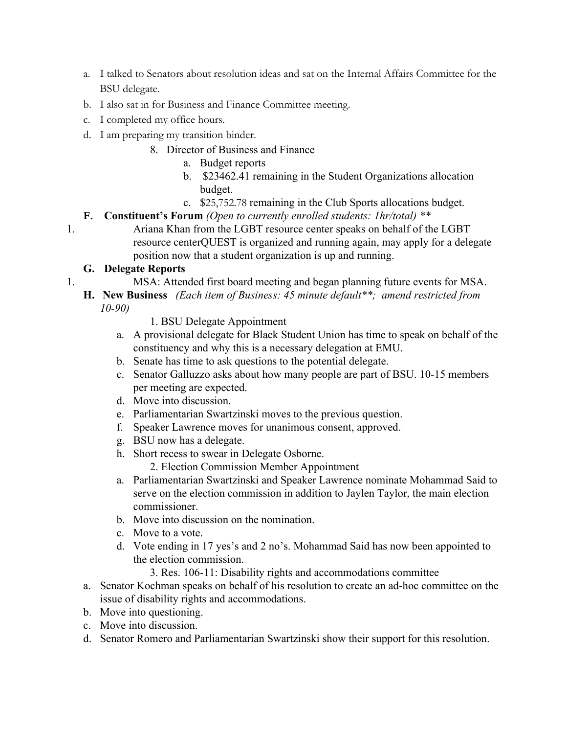a. I talked to Senators about resolution ideas and sat on the Internal Affairs Committee for the BSU delegate.
b. I also sat in for Business and Finance Committee meeting.
c. I completed my office hours.
d. I am preparing my transition binder.

8. Director of Business and Finance
   a. Budget reports
   b. $23462.41 remaining in the Student Organizations allocation budget.
   c. $25,752.78 remaining in the Club Sports allocations budget.

**F. Constituent's Forum** *(Open to currently enrolled students: 1hr/total)* **

1. Ariana Khan from the LGBT resource center speaks on behalf of the LGBT resource centerQUEST is organized and running again, may apply for a delegate position now that a student organization is up and running.

**G. Delegate Reports**

1. MSA: Attended first board meeting and began planning future events for MSA.

**H. New Business** *(Each item of Business: 45 minute default**; amend restricted from 10-90)*

1. BSU Delegate Appointment
   a. A provisional delegate for Black Student Union has time to speak on behalf of the constituency and why this is a necessary delegation at EMU.
   b. Senate has time to ask questions to the potential delegate.
   c. Senator Galluzzo asks about how many people are part of BSU. 10-15 members per meeting are expected.
   d. Move into discussion.
   e. Parliamentarian Swartzinski moves to the previous question.
   f. Speaker Lawrence moves for unanimous consent, approved.
   g. BSU now has a delegate.
   h. Short recess to swear in Delegate Osborne.

2. Election Commission Member Appointment
   a. Parliamentarian Swartzinski and Speaker Lawrence nominate Mohammad Said to serve on the election commission in addition to Jaylen Taylor, the main election commissioner.
   b. Move into discussion on the nomination.
   c. Move to a vote.
   d. Vote ending in 17 yes's and 2 no's. Mohammad Said has now been appointed to the election commission.

3. Res. 106-11: Disability rights and accommodations committee
   a. Senator Kochman speaks on behalf of his resolution to create an ad-hoc committee on the issue of disability rights and accommodations.
   b. Move into questioning.
   c. Move into discussion.
   d. Senator Romero and Parliamentarian Swartzinski show their support for this resolution.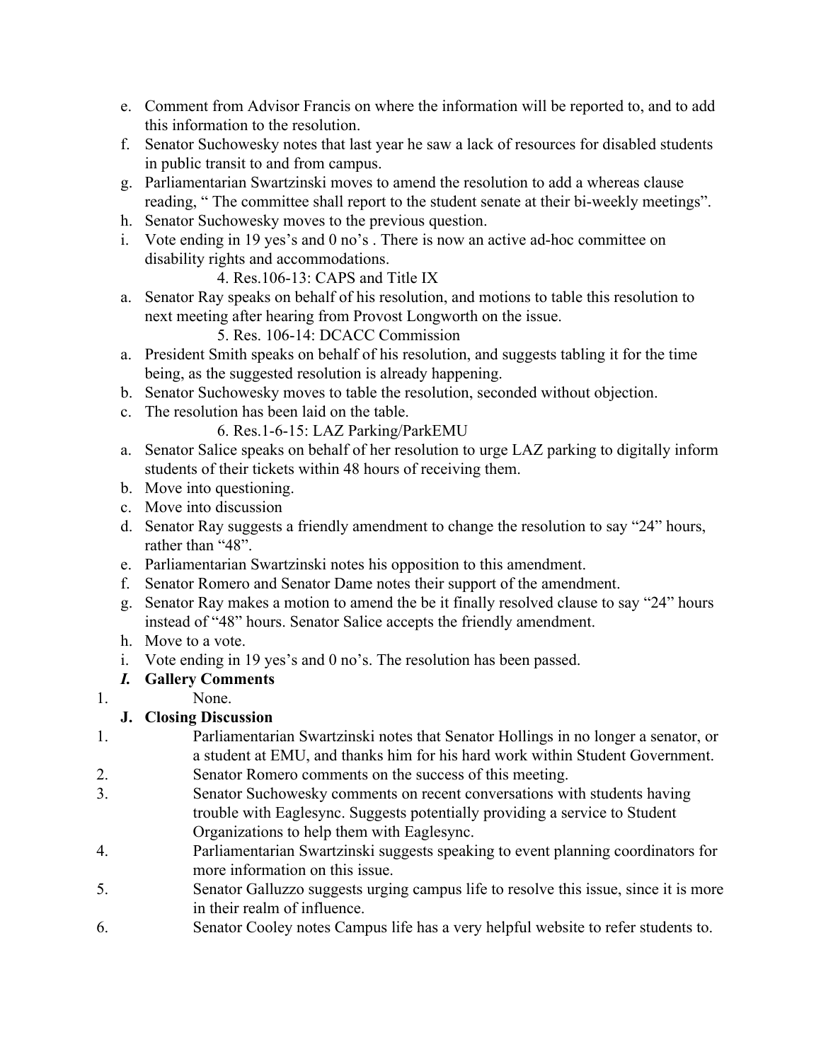e. Comment from Advisor Francis on where the information will be reported to, and to add this information to the resolution.
f. Senator Suchowesky notes that last year he saw a lack of resources for disabled students in public transit to and from campus.
g. Parliamentarian Swartzinski moves to amend the resolution to add a whereas clause reading, " The committee shall report to the student senate at their bi-weekly meetings".
h. Senator Suchowesky moves to the previous question.
i. Vote ending in 19 yes's and 0 no's . There is now an active ad-hoc committee on disability rights and accommodations.

4. Res.106-13: CAPS and Title IX

a. Senator Ray speaks on behalf of his resolution, and motions to table this resolution to next meeting after hearing from Provost Longworth on the issue.

5. Res. 106-14: DCACC Commission

a. President Smith speaks on behalf of his resolution, and suggests tabling it for the time being, as the suggested resolution is already happening.
b. Senator Suchowesky moves to table the resolution, seconded without objection.
c. The resolution has been laid on the table.

6. Res.1-6-15: LAZ Parking/ParkEMU

a. Senator Salice speaks on behalf of her resolution to urge LAZ parking to digitally inform students of their tickets within 48 hours of receiving them.
b. Move into questioning.
c. Move into discussion
d. Senator Ray suggests a friendly amendment to change the resolution to say "24" hours, rather than "48".
e. Parliamentarian Swartzinski notes his opposition to this amendment.
f. Senator Romero and Senator Dame notes their support of the amendment.
g. Senator Ray makes a motion to amend the be it finally resolved clause to say "24" hours instead of "48" hours. Senator Salice accepts the friendly amendment.
h. Move to a vote.
i. Vote ending in 19 yes's and 0 no's. The resolution has been passed.

***I. Gallery Comments***

1. None.

**J. Closing Discussion**

1. Parliamentarian Swartzinski notes that Senator Hollings in no longer a senator, or a student at EMU, and thanks him for his hard work within Student Government.
2. Senator Romero comments on the success of this meeting.
3. Senator Suchowesky comments on recent conversations with students having trouble with Eaglesync. Suggests potentially providing a service to Student Organizations to help them with Eaglesync.
4. Parliamentarian Swartzinski suggests speaking to event planning coordinators for more information on this issue.
5. Senator Galluzzo suggests urging campus life to resolve this issue, since it is more in their realm of influence.
6. Senator Cooley notes Campus life has a very helpful website to refer students to.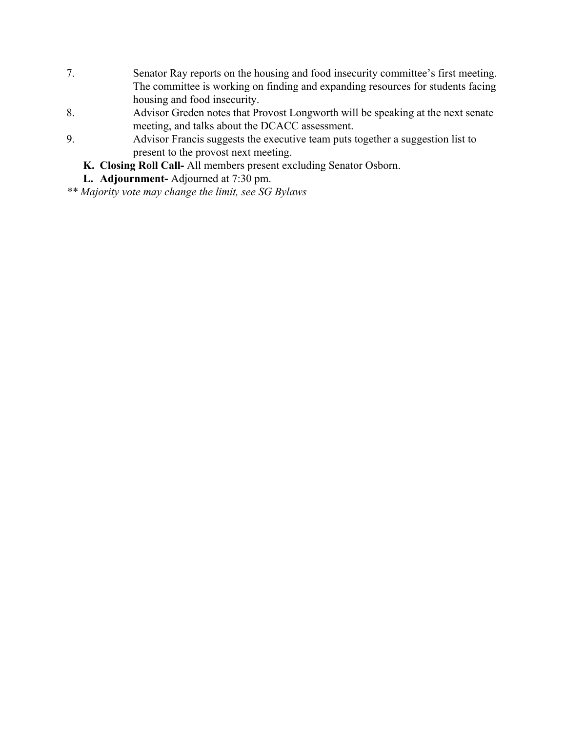7. Senator Ray reports on the housing and food insecurity committee's first meeting. The committee is working on finding and expanding resources for students facing housing and food insecurity.
8. Advisor Greden notes that Provost Longworth will be speaking at the next senate meeting, and talks about the DCACC assessment.
9. Advisor Francis suggests the executive team puts together a suggestion list to present to the provost next meeting.

K. **Closing Roll Call-** All members present excluding Senator Osborn.

L. **Adjournment-** Adjourned at 7:30 pm.

*** Majority vote may change the limit, see SG Bylaws*